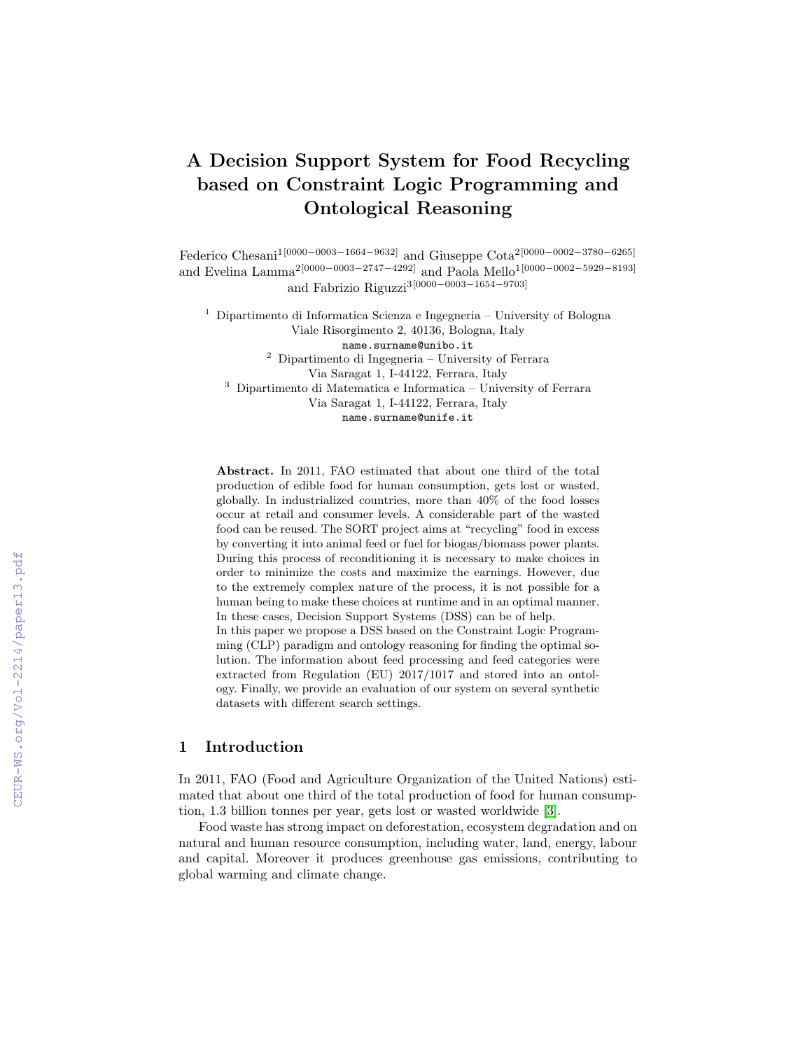# A Decision Support System for Food Recycling based on Constraint Logic Programming and Ontological Reasoning

Federico Chesani[1[0000−0003−1664−9632]] and Giuseppe Cota[2[0000−0002−3780−6265]] and Evelina Lamma[2[0000−0003−2747−4292]] and Paola Mello[1[0000−0002−5929−8193]] and Fabrizio Riguzzi[3[0000−0003−1654−9703]]

[1] Dipartimento di Informatica Scienza e Ingegneria – University of Bologna
Viale Risorgimento 2, 40136, Bologna, Italy
name.surname@unibo.it

[2] Dipartimento di Ingegneria – University of Ferrara
Via Saragat 1, I-44122, Ferrara, Italy

[3] Dipartimento di Matematica e Informatica – University of Ferrara
Via Saragat 1, I-44122, Ferrara, Italy
name.surname@unife.it

**Abstract.** In 2011, FAO estimated that about one third of the total production of edible food for human consumption, gets lost or wasted, globally. In industrialized countries, more than 40% of the food losses occur at retail and consumer levels. A considerable part of the wasted food can be reused. The SORT project aims at "recycling" food in excess by converting it into animal feed or fuel for biogas/biomass power plants. During this process of reconditioning it is necessary to make choices in order to minimize the costs and maximize the earnings. However, due to the extremely complex nature of the process, it is not possible for a human being to make these choices at runtime and in an optimal manner. In these cases, Decision Support Systems (DSS) can be of help.
In this paper we propose a DSS based on the Constraint Logic Programming (CLP) paradigm and ontology reasoning for finding the optimal solution. The information about feed processing and feed categories were extracted from Regulation (EU) 2017/1017 and stored into an ontology. Finally, we provide an evaluation of our system on several synthetic datasets with different search settings.

## 1 Introduction

In 2011, FAO (Food and Agriculture Organization of the United Nations) estimated that about one third of the total production of food for human consumption, 1.3 billion tonnes per year, gets lost or wasted worldwide [3].

Food waste has strong impact on deforestation, ecosystem degradation and on natural and human resource consumption, including water, land, energy, labour and capital. Moreover it produces greenhouse gas emissions, contributing to global warming and climate change.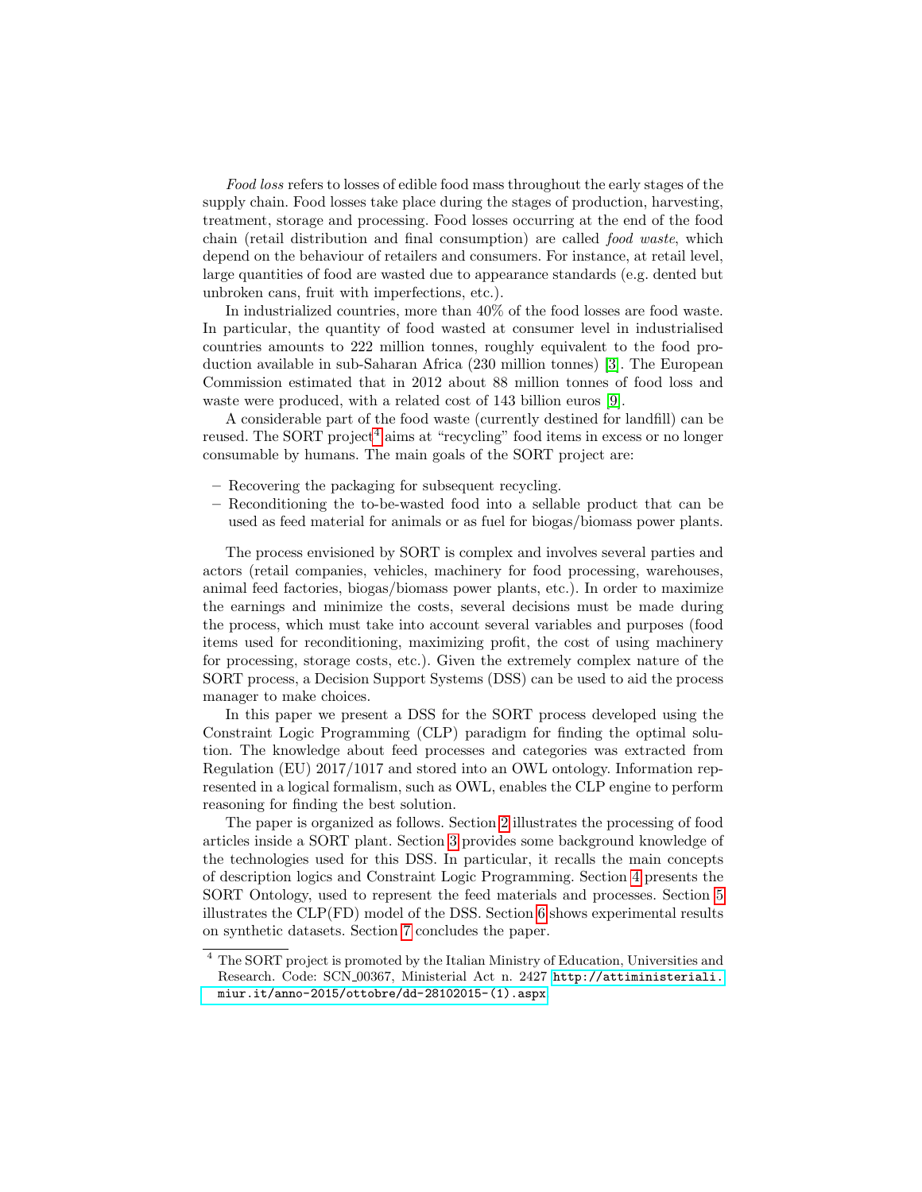*Food loss* refers to losses of edible food mass throughout the early stages of the supply chain. Food losses take place during the stages of production, harvesting, treatment, storage and processing. Food losses occurring at the end of the food chain (retail distribution and final consumption) are called *food waste*, which depend on the behaviour of retailers and consumers. For instance, at retail level, large quantities of food are wasted due to appearance standards (e.g. dented but unbroken cans, fruit with imperfections, etc.).

In industrialized countries, more than 40% of the food losses are food waste. In particular, the quantity of food wasted at consumer level in industrialised countries amounts to 222 million tonnes, roughly equivalent to the food production available in sub-Saharan Africa (230 million tonnes) [3]. The European Commission estimated that in 2012 about 88 million tonnes of food loss and waste were produced, with a related cost of 143 billion euros [9].

A considerable part of the food waste (currently destined for landfill) can be reused. The SORT project[4] aims at "recycling" food items in excess or no longer consumable by humans. The main goals of the SORT project are:

– Recovering the packaging for subsequent recycling.
– Reconditioning the to-be-wasted food into a sellable product that can be used as feed material for animals or as fuel for biogas/biomass power plants.

The process envisioned by SORT is complex and involves several parties and actors (retail companies, vehicles, machinery for food processing, warehouses, animal feed factories, biogas/biomass power plants, etc.). In order to maximize the earnings and minimize the costs, several decisions must be made during the process, which must take into account several variables and purposes (food items used for reconditioning, maximizing profit, the cost of using machinery for processing, storage costs, etc.). Given the extremely complex nature of the SORT process, a Decision Support Systems (DSS) can be used to aid the process manager to make choices.

In this paper we present a DSS for the SORT process developed using the Constraint Logic Programming (CLP) paradigm for finding the optimal solution. The knowledge about feed processes and categories was extracted from Regulation (EU) 2017/1017 and stored into an OWL ontology. Information represented in a logical formalism, such as OWL, enables the CLP engine to perform reasoning for finding the best solution.

The paper is organized as follows. Section 2 illustrates the processing of food articles inside a SORT plant. Section 3 provides some background knowledge of the technologies used for this DSS. In particular, it recalls the main concepts of description logics and Constraint Logic Programming. Section 4 presents the SORT Ontology, used to represent the feed materials and processes. Section 5 illustrates the CLP(FD) model of the DSS. Section 6 shows experimental results on synthetic datasets. Section 7 concludes the paper.

---

[4] The SORT project is promoted by the Italian Ministry of Education, Universities and Research. Code: SCN_00367, Ministerial Act n. 2427 http://attiministeriali.miur.it/anno-2015/ottobre/dd-28102015-(1).aspx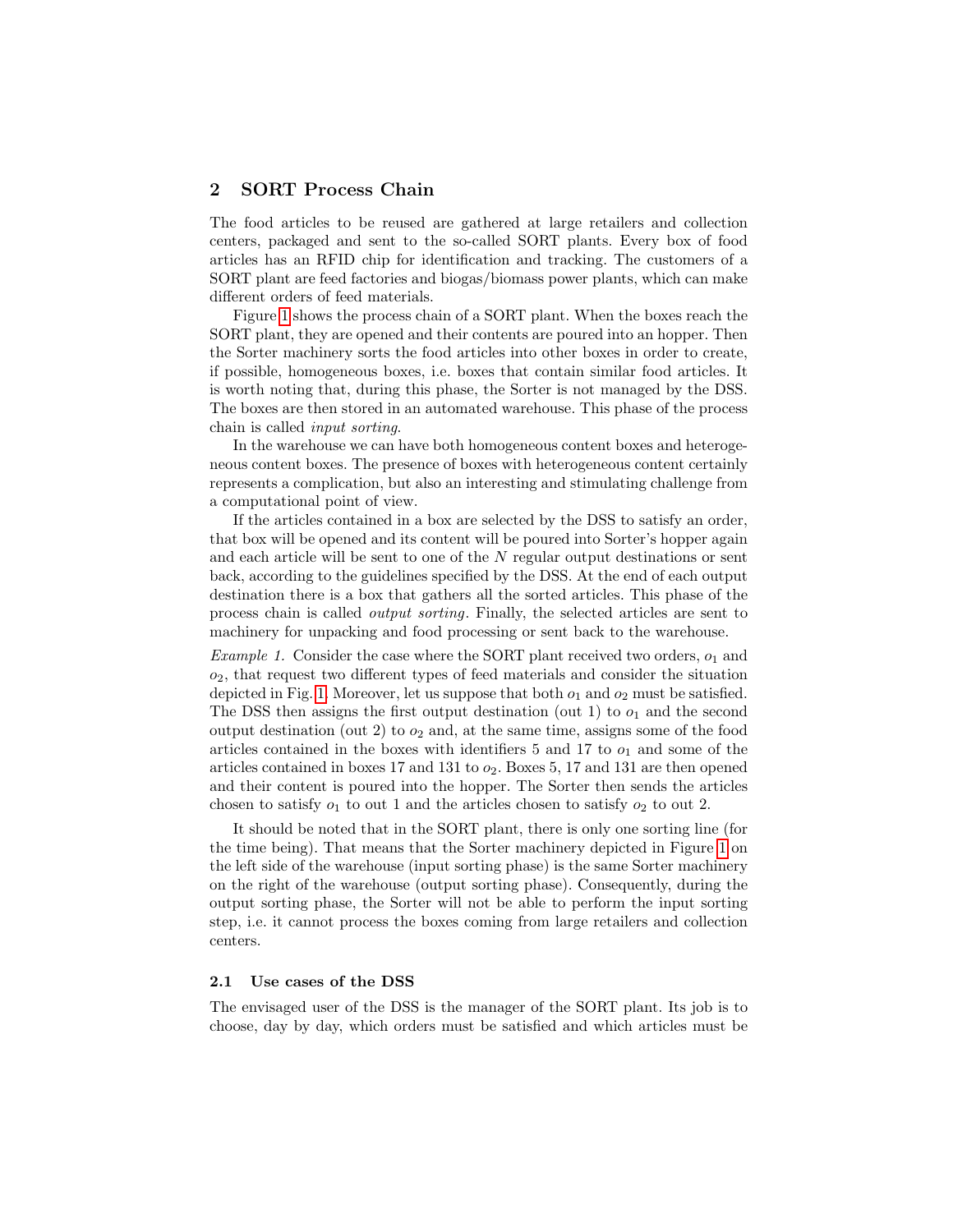## 2 SORT Process Chain

The food articles to be reused are gathered at large retailers and collection centers, packaged and sent to the so-called SORT plants. Every box of food articles has an RFID chip for identification and tracking. The customers of a SORT plant are feed factories and biogas/biomass power plants, which can make different orders of feed materials.

Figure 1 shows the process chain of a SORT plant. When the boxes reach the SORT plant, they are opened and their contents are poured into an hopper. Then the Sorter machinery sorts the food articles into other boxes in order to create, if possible, homogeneous boxes, i.e. boxes that contain similar food articles. It is worth noting that, during this phase, the Sorter is not managed by the DSS. The boxes are then stored in an automated warehouse. This phase of the process chain is called *input sorting*.

In the warehouse we can have both homogeneous content boxes and heterogeneous content boxes. The presence of boxes with heterogeneous content certainly represents a complication, but also an interesting and stimulating challenge from a computational point of view.

If the articles contained in a box are selected by the DSS to satisfy an order, that box will be opened and its content will be poured into Sorter's hopper again and each article will be sent to one of the $N$ regular output destinations or sent back, according to the guidelines specified by the DSS. At the end of each output destination there is a box that gathers all the sorted articles. This phase of the process chain is called *output sorting*. Finally, the selected articles are sent to machinery for unpacking and food processing or sent back to the warehouse.

*Example 1.* Consider the case where the SORT plant received two orders, $o_1$ and $o_2$, that request two different types of feed materials and consider the situation depicted in Fig. 1. Moreover, let us suppose that both $o_1$ and $o_2$ must be satisfied. The DSS then assigns the first output destination (out 1) to $o_1$ and the second output destination (out 2) to $o_2$ and, at the same time, assigns some of the food articles contained in the boxes with identifiers 5 and 17 to $o_1$ and some of the articles contained in boxes 17 and 131 to $o_2$. Boxes 5, 17 and 131 are then opened and their content is poured into the hopper. The Sorter then sends the articles chosen to satisfy $o_1$ to out 1 and the articles chosen to satisfy $o_2$ to out 2.

It should be noted that in the SORT plant, there is only one sorting line (for the time being). That means that the Sorter machinery depicted in Figure 1 on the left side of the warehouse (input sorting phase) is the same Sorter machinery on the right of the warehouse (output sorting phase). Consequently, during the output sorting phase, the Sorter will not be able to perform the input sorting step, i.e. it cannot process the boxes coming from large retailers and collection centers.

### 2.1 Use cases of the DSS

The envisaged user of the DSS is the manager of the SORT plant. Its job is to choose, day by day, which orders must be satisfied and which articles must be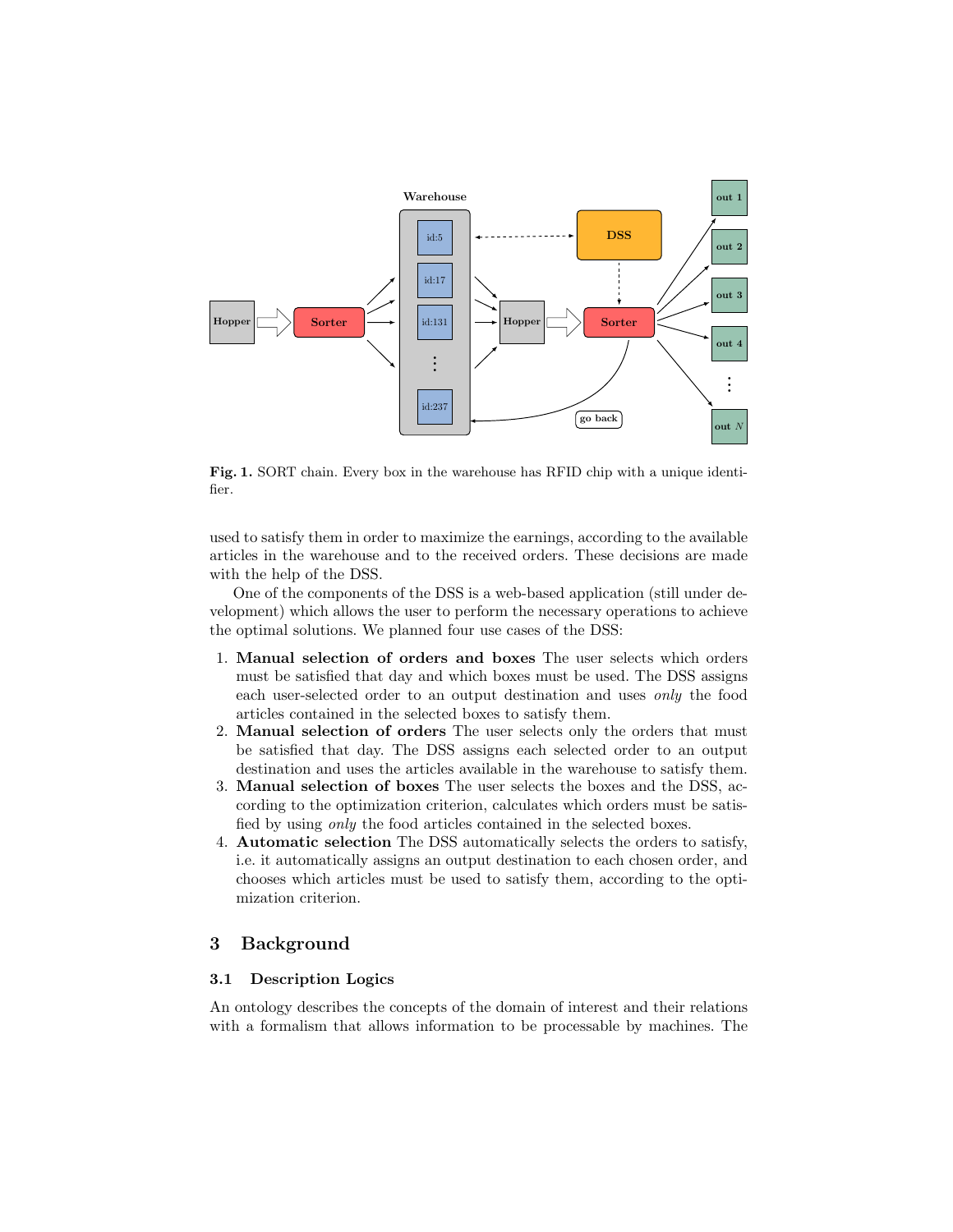**Fig. 1.** SORT chain. Every box in the warehouse has RFID chip with a unique identifier.

used to satisfy them in order to maximize the earnings, according to the available articles in the warehouse and to the received orders. These decisions are made with the help of the DSS.

One of the components of the DSS is a web-based application (still under development) which allows the user to perform the necessary operations to achieve the optimal solutions. We planned four use cases of the DSS:

1. **Manual selection of orders and boxes** The user selects which orders must be satisfied that day and which boxes must be used. The DSS assigns each user-selected order to an output destination and uses *only* the food articles contained in the selected boxes to satisfy them.
2. **Manual selection of orders** The user selects only the orders that must be satisfied that day. The DSS assigns each selected order to an output destination and uses the articles available in the warehouse to satisfy them.
3. **Manual selection of boxes** The user selects the boxes and the DSS, according to the optimization criterion, calculates which orders must be satisfied by using *only* the food articles contained in the selected boxes.
4. **Automatic selection** The DSS automatically selects the orders to satisfy, i.e. it automatically assigns an output destination to each chosen order, and chooses which articles must be used to satisfy them, according to the optimization criterion.

## 3 Background

### 3.1 Description Logics

An ontology describes the concepts of the domain of interest and their relations with a formalism that allows information to be processable by machines. The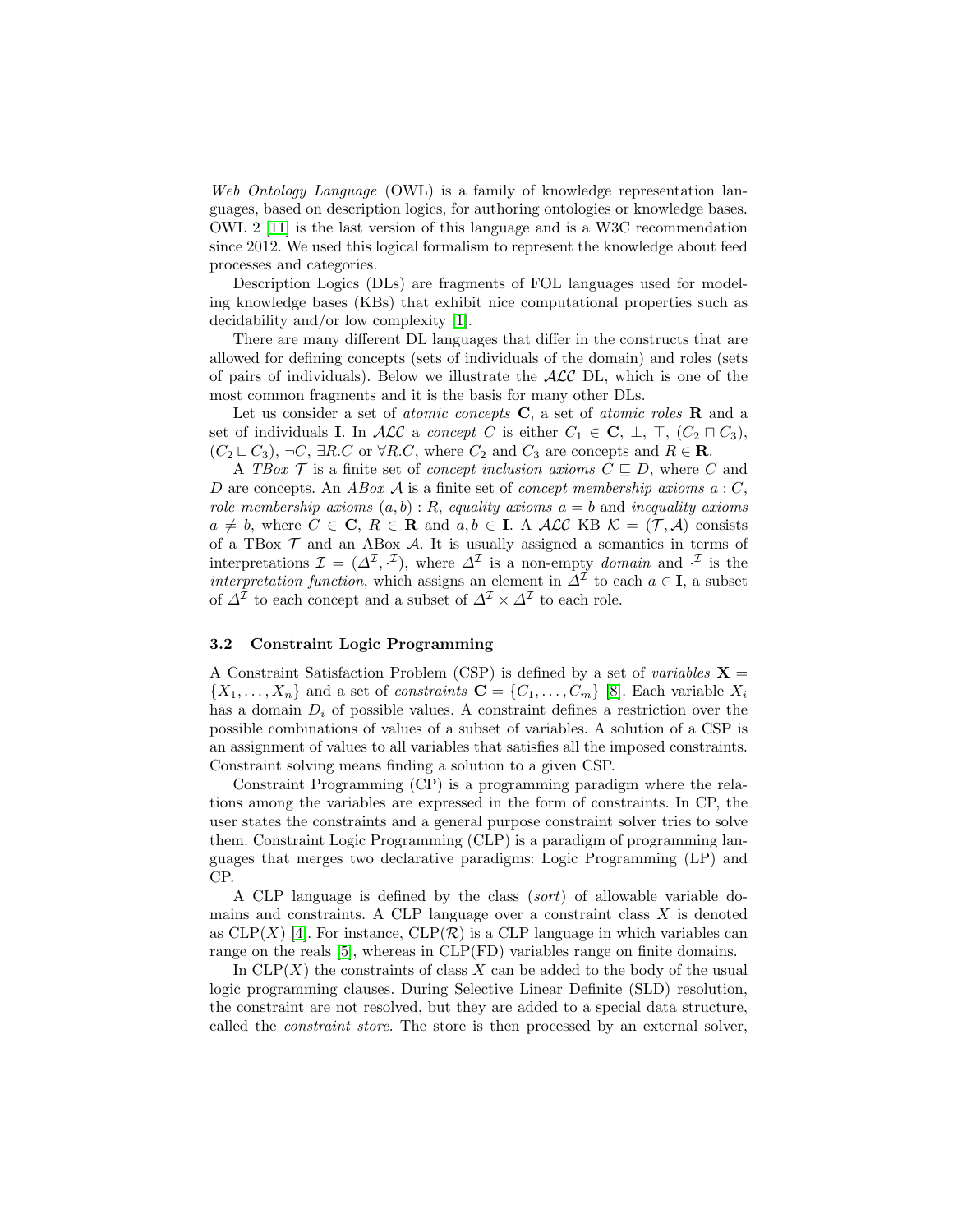*Web Ontology Language* (OWL) is a family of knowledge representation languages, based on description logics, for authoring ontologies or knowledge bases. OWL 2 [11] is the last version of this language and is a W3C recommendation since 2012. We used this logical formalism to represent the knowledge about feed processes and categories.

Description Logics (DLs) are fragments of FOL languages used for modeling knowledge bases (KBs) that exhibit nice computational properties such as decidability and/or low complexity [1].

There are many different DL languages that differ in the constructs that are allowed for defining concepts (sets of individuals of the domain) and roles (sets of pairs of individuals). Below we illustrate the $\mathcal{ALC}$ DL, which is one of the most common fragments and it is the basis for many other DLs.

Let us consider a set of *atomic concepts* $\mathbf{C}$, a set of *atomic roles* $\mathbf{R}$ and a set of individuals $\mathbf{I}$. In $\mathcal{ALC}$ a *concept* $C$ is either $C_1 \in \mathbf{C}$, $\bot$, $\top$, $(C_2 \sqcap C_3)$, $(C_2 \sqcup C_3)$, $\neg C$, $\exists R.C$ or $\forall R.C$, where $C_2$ and $C_3$ are concepts and $R \in \mathbf{R}$.

A *TBox* $\mathcal{T}$ is a finite set of *concept inclusion axioms* $C \sqsubseteq D$, where $C$ and $D$ are concepts. An *ABox* $\mathcal{A}$ is a finite set of *concept membership axioms* $a : C$, *role membership axioms* $(a, b) : R$, *equality axioms* $a = b$ and *inequality axioms* $a \neq b$, where $C \in \mathbf{C}$, $R \in \mathbf{R}$ and $a, b \in \mathbf{I}$. A $\mathcal{ALC}$ KB $\mathcal{K} = (\mathcal{T}, \mathcal{A})$ consists of a TBox $\mathcal{T}$ and an ABox $\mathcal{A}$. It is usually assigned a semantics in terms of interpretations $\mathcal{I} = (\Delta^{\mathcal{I}}, \cdot^{\mathcal{I}})$, where $\Delta^{\mathcal{I}}$ is a non-empty *domain* and $\cdot^{\mathcal{I}}$ is the *interpretation function*, which assigns an element in $\Delta^{\mathcal{I}}$ to each $a \in \mathbf{I}$, a subset of $\Delta^{\mathcal{I}}$ to each concept and a subset of $\Delta^{\mathcal{I}} \times \Delta^{\mathcal{I}}$ to each role.

### 3.2 Constraint Logic Programming

A Constraint Satisfaction Problem (CSP) is defined by a set of *variables* $\mathbf{X} = \{X_1, \ldots, X_n\}$ and a set of *constraints* $\mathbf{C} = \{C_1, \ldots, C_m\}$ [8]. Each variable $X_i$ has a domain $D_i$ of possible values. A constraint defines a restriction over the possible combinations of values of a subset of variables. A solution of a CSP is an assignment of values to all variables that satisfies all the imposed constraints. Constraint solving means finding a solution to a given CSP.

Constraint Programming (CP) is a programming paradigm where the relations among the variables are expressed in the form of constraints. In CP, the user states the constraints and a general purpose constraint solver tries to solve them. Constraint Logic Programming (CLP) is a paradigm of programming languages that merges two declarative paradigms: Logic Programming (LP) and CP.

A CLP language is defined by the class (*sort*) of allowable variable domains and constraints. A CLP language over a constraint class $X$ is denoted as CLP($X$) [4]. For instance, CLP($\mathcal{R}$) is a CLP language in which variables can range on the reals [5], whereas in CLP(FD) variables range on finite domains.

In CLP($X$) the constraints of class $X$ can be added to the body of the usual logic programming clauses. During Selective Linear Definite (SLD) resolution, the constraint are not resolved, but they are added to a special data structure, called the *constraint store*. The store is then processed by an external solver,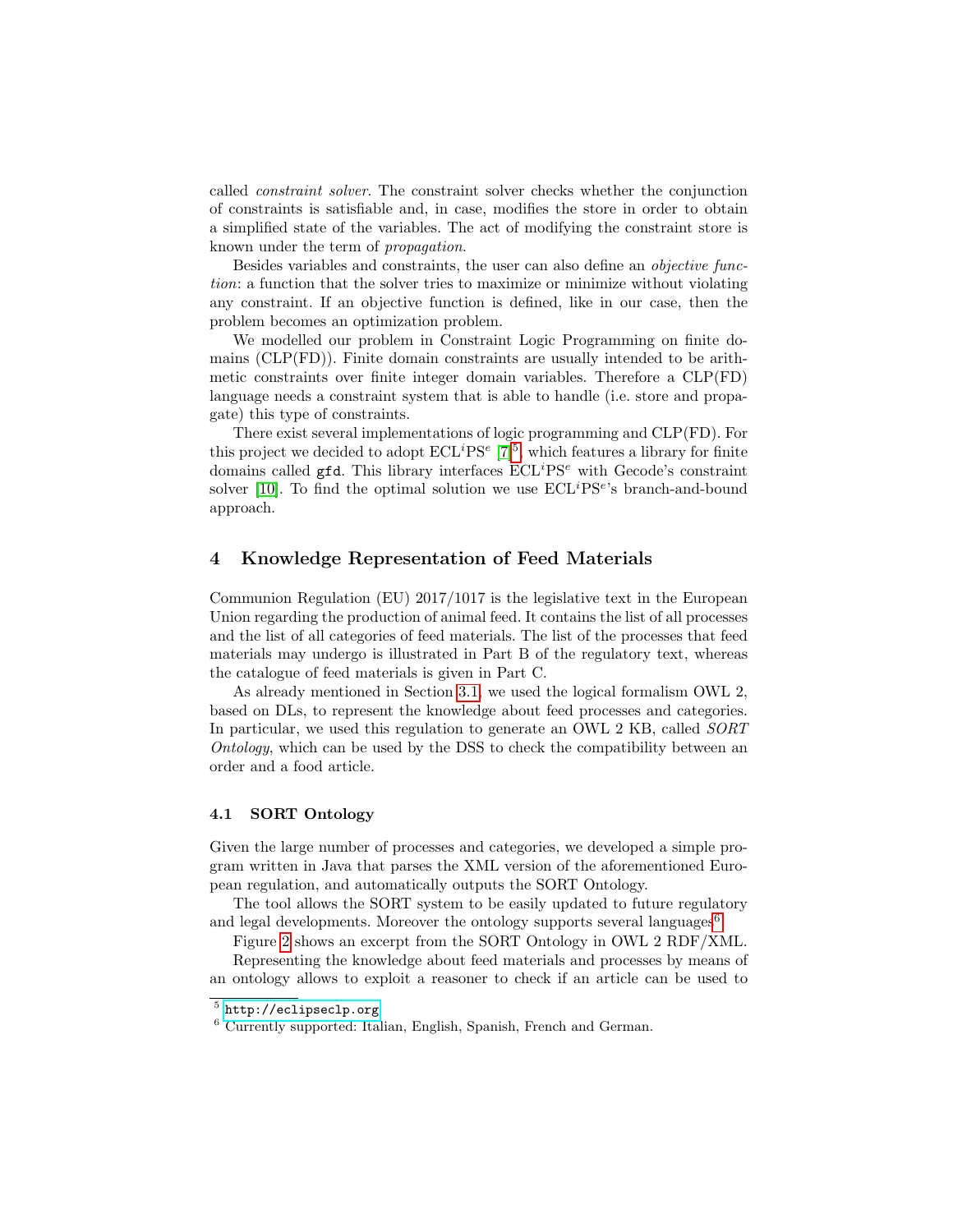called *constraint solver*. The constraint solver checks whether the conjunction of constraints is satisfiable and, in case, modifies the store in order to obtain a simplified state of the variables. The act of modifying the constraint store is known under the term of *propagation*.

Besides variables and constraints, the user can also define an *objective function*: a function that the solver tries to maximize or minimize without violating any constraint. If an objective function is defined, like in our case, then the problem becomes an optimization problem.

We modelled our problem in Constraint Logic Programming on finite domains (CLP(FD)). Finite domain constraints are usually intended to be arithmetic constraints over finite integer domain variables. Therefore a CLP(FD) language needs a constraint system that is able to handle (i.e. store and propagate) this type of constraints.

There exist several implementations of logic programming and CLP(FD). For this project we decided to adopt ECL$^i$PS$^e$ [7][5], which features a library for finite domains called `gfd`. This library interfaces ECL$^i$PS$^e$ with Gecode's constraint solver [10]. To find the optimal solution we use ECL$^i$PS$^e$'s branch-and-bound approach.

## 4 Knowledge Representation of Feed Materials

Communion Regulation (EU) 2017/1017 is the legislative text in the European Union regarding the production of animal feed. It contains the list of all processes and the list of all categories of feed materials. The list of the processes that feed materials may undergo is illustrated in Part B of the regulatory text, whereas the catalogue of feed materials is given in Part C.

As already mentioned in Section 3.1, we used the logical formalism OWL 2, based on DLs, to represent the knowledge about feed processes and categories. In particular, we used this regulation to generate an OWL 2 KB, called *SORT Ontology*, which can be used by the DSS to check the compatibility between an order and a food article.

### 4.1 SORT Ontology

Given the large number of processes and categories, we developed a simple program written in Java that parses the XML version of the aforementioned European regulation, and automatically outputs the SORT Ontology.

The tool allows the SORT system to be easily updated to future regulatory and legal developments. Moreover the ontology supports several languages[6].

Figure 2 shows an excerpt from the SORT Ontology in OWL 2 RDF/XML.

Representing the knowledge about feed materials and processes by means of an ontology allows to exploit a reasoner to check if an article can be used to

[5] `http://eclipseclp.org`

[6] Currently supported: Italian, English, Spanish, French and German.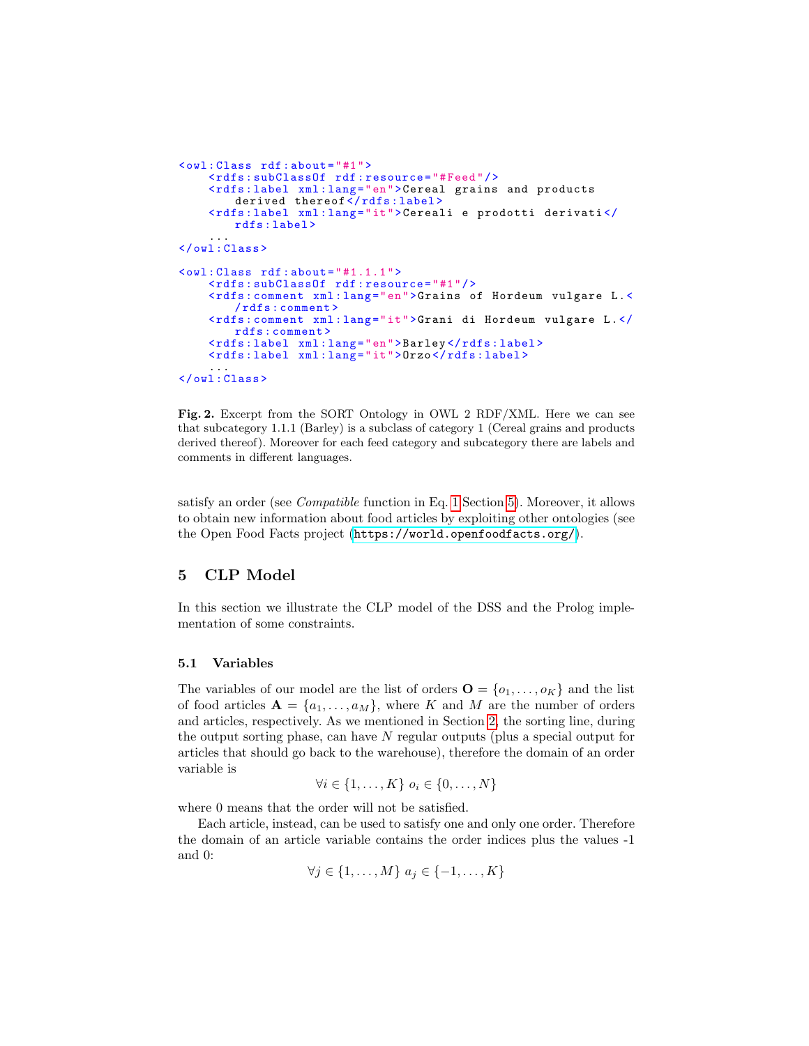```xml
<owl:Class rdf:about="#1">
    <rdfs:subClassOf rdf:resource="#Feed"/>
    <rdfs:label xml:lang="en">Cereal grains and products
        derived thereof</rdfs:label>
    <rdfs:label xml:lang="it">Cereali e prodotti derivati</
        rdfs:label>
    ...
</owl:Class>

<owl:Class rdf:about="#1.1.1">
    <rdfs:subClassOf rdf:resource="#1"/>
    <rdfs:comment xml:lang="en">Grains of Hordeum vulgare L.<
        /rdfs:comment>
    <rdfs:comment xml:lang="it">Grani di Hordeum vulgare L.</
        rdfs:comment>
    <rdfs:label xml:lang="en">Barley</rdfs:label>
    <rdfs:label xml:lang="it">Orzo</rdfs:label>
    ...
</owl:Class>
```

**Fig. 2.** Excerpt from the SORT Ontology in OWL 2 RDF/XML. Here we can see that subcategory 1.1.1 (Barley) is a subclass of category 1 (Cereal grains and products derived thereof). Moreover for each feed category and subcategory there are labels and comments in different languages.

satisfy an order (see *Compatible* function in Eq. 1 Section 5). Moreover, it allows to obtain new information about food articles by exploiting other ontologies (see the Open Food Facts project (https://world.openfoodfacts.org/).

## 5 CLP Model

In this section we illustrate the CLP model of the DSS and the Prolog implementation of some constraints.

### 5.1 Variables

The variables of our model are the list of orders $\mathbf{O} = \{o_1, \dots, o_K\}$ and the list of food articles $\mathbf{A} = \{a_1, \dots, a_M\}$, where $K$ and $M$ are the number of orders and articles, respectively. As we mentioned in Section 2, the sorting line, during the output sorting phase, can have $N$ regular outputs (plus a special output for articles that should go back to the warehouse), therefore the domain of an order variable is

$$\forall i \in \{1, \dots, K\} \; o_i \in \{0, \dots, N\}$$

where 0 means that the order will not be satisfied.

Each article, instead, can be used to satisfy one and only one order. Therefore the domain of an article variable contains the order indices plus the values -1 and 0:

$$\forall j \in \{1, \dots, M\} \; a_j \in \{-1, \dots, K\}$$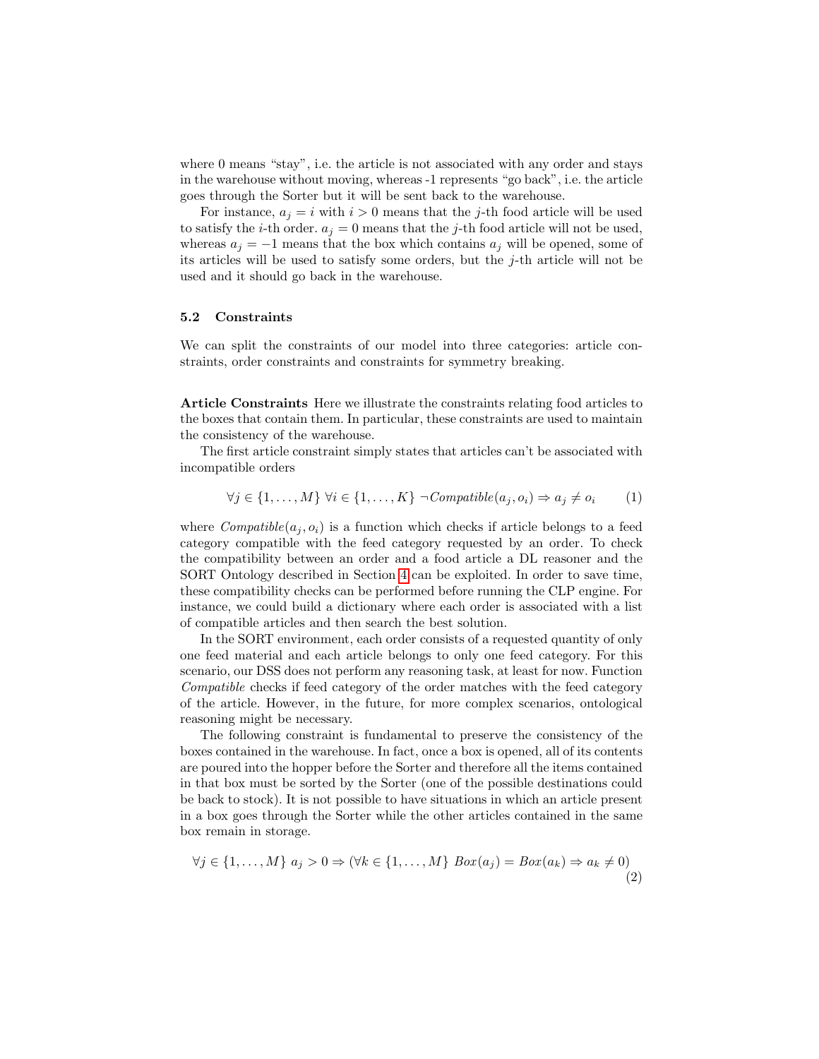where 0 means "stay", i.e. the article is not associated with any order and stays in the warehouse without moving, whereas -1 represents "go back", i.e. the article goes through the Sorter but it will be sent back to the warehouse.

For instance, $a_j = i$ with $i > 0$ means that the $j$-th food article will be used to satisfy the $i$-th order. $a_j = 0$ means that the $j$-th food article will not be used, whereas $a_j = -1$ means that the box which contains $a_j$ will be opened, some of its articles will be used to satisfy some orders, but the $j$-th article will not be used and it should go back in the warehouse.

### 5.2 Constraints

We can split the constraints of our model into three categories: article constraints, order constraints and constraints for symmetry breaking.

**Article Constraints** Here we illustrate the constraints relating food articles to the boxes that contain them. In particular, these constraints are used to maintain the consistency of the warehouse.

The first article constraint simply states that articles can't be associated with incompatible orders

$$\forall j \in \{1, \dots, M\} \; \forall i \in \{1, \dots, K\} \; \neg \mathit{Compatible}(a_j, o_i) \Rightarrow a_j \neq o_i \tag{1}$$

where $\mathit{Compatible}(a_j, o_i)$ is a function which checks if article belongs to a feed category compatible with the feed category requested by an order. To check the compatibility between an order and a food article a DL reasoner and the SORT Ontology described in Section 4 can be exploited. In order to save time, these compatibility checks can be performed before running the CLP engine. For instance, we could build a dictionary where each order is associated with a list of compatible articles and then search the best solution.

In the SORT environment, each order consists of a requested quantity of only one feed material and each article belongs to only one feed category. For this scenario, our DSS does not perform any reasoning task, at least for now. Function *Compatible* checks if feed category of the order matches with the feed category of the article. However, in the future, for more complex scenarios, ontological reasoning might be necessary.

The following constraint is fundamental to preserve the consistency of the boxes contained in the warehouse. In fact, once a box is opened, all of its contents are poured into the hopper before the Sorter and therefore all the items contained in that box must be sorted by the Sorter (one of the possible destinations could be back to stock). It is not possible to have situations in which an article present in a box goes through the Sorter while the other articles contained in the same box remain in storage.

$$\forall j \in \{1, \dots, M\} \; a_j > 0 \Rightarrow (\forall k \in \{1, \dots, M\} \; \mathit{Box}(a_j) = \mathit{Box}(a_k) \Rightarrow a_k \neq 0) \tag{2}$$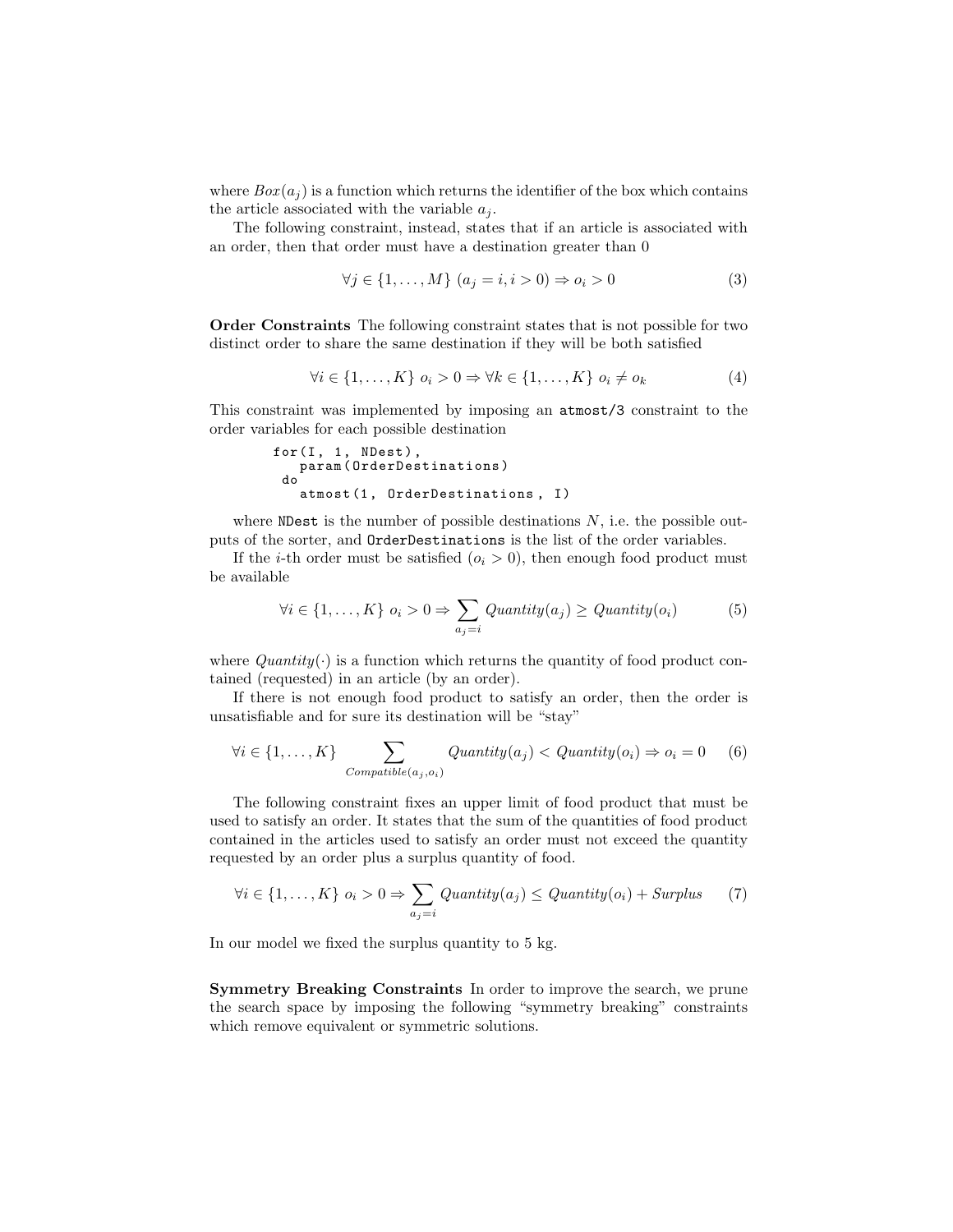where $Box(a_j)$ is a function which returns the identifier of the box which contains the article associated with the variable $a_j$.

The following constraint, instead, states that if an article is associated with an order, then that order must have a destination greater than 0

$$\forall j \in \{1, \dots, M\} \ (a_j = i, i > 0) \Rightarrow o_i > 0 \tag{3}$$

**Order Constraints** The following constraint states that is not possible for two distinct order to share the same destination if they will be both satisfied

$$\forall i \in \{1, \dots, K\} \ o_i > 0 \Rightarrow \forall k \in \{1, \dots, K\} \ o_i \neq o_k \tag{4}$$

This constraint was implemented by imposing an `atmost/3` constraint to the order variables for each possible destination

```
for(I, 1, NDest),
   param(OrderDestinations)
 do
   atmost(1, OrderDestinations, I)
```

where `NDest` is the number of possible destinations $N$, i.e. the possible outputs of the sorter, and `OrderDestinations` is the list of the order variables.

If the $i$-th order must be satisfied ($o_i > 0$), then enough food product must be available

$$\forall i \in \{1, \dots, K\} \ o_i > 0 \Rightarrow \sum_{a_j = i} Quantity(a_j) \geq Quantity(o_i) \tag{5}$$

where $Quantity(\cdot)$ is a function which returns the quantity of food product contained (requested) in an article (by an order).

If there is not enough food product to satisfy an order, then the order is unsatisfiable and for sure its destination will be "stay"

$$\forall i \in \{1, \dots, K\} \sum_{Compatible(a_j, o_i)} Quantity(a_j) < Quantity(o_i) \Rightarrow o_i = 0 \tag{6}$$

The following constraint fixes an upper limit of food product that must be used to satisfy an order. It states that the sum of the quantities of food product contained in the articles used to satisfy an order must not exceed the quantity requested by an order plus a surplus quantity of food.

$$\forall i \in \{1, \dots, K\} \ o_i > 0 \Rightarrow \sum_{a_j = i} Quantity(a_j) \leq Quantity(o_i) + Surplus \tag{7}$$

In our model we fixed the surplus quantity to 5 kg.

**Symmetry Breaking Constraints** In order to improve the search, we prune the search space by imposing the following "symmetry breaking" constraints which remove equivalent or symmetric solutions.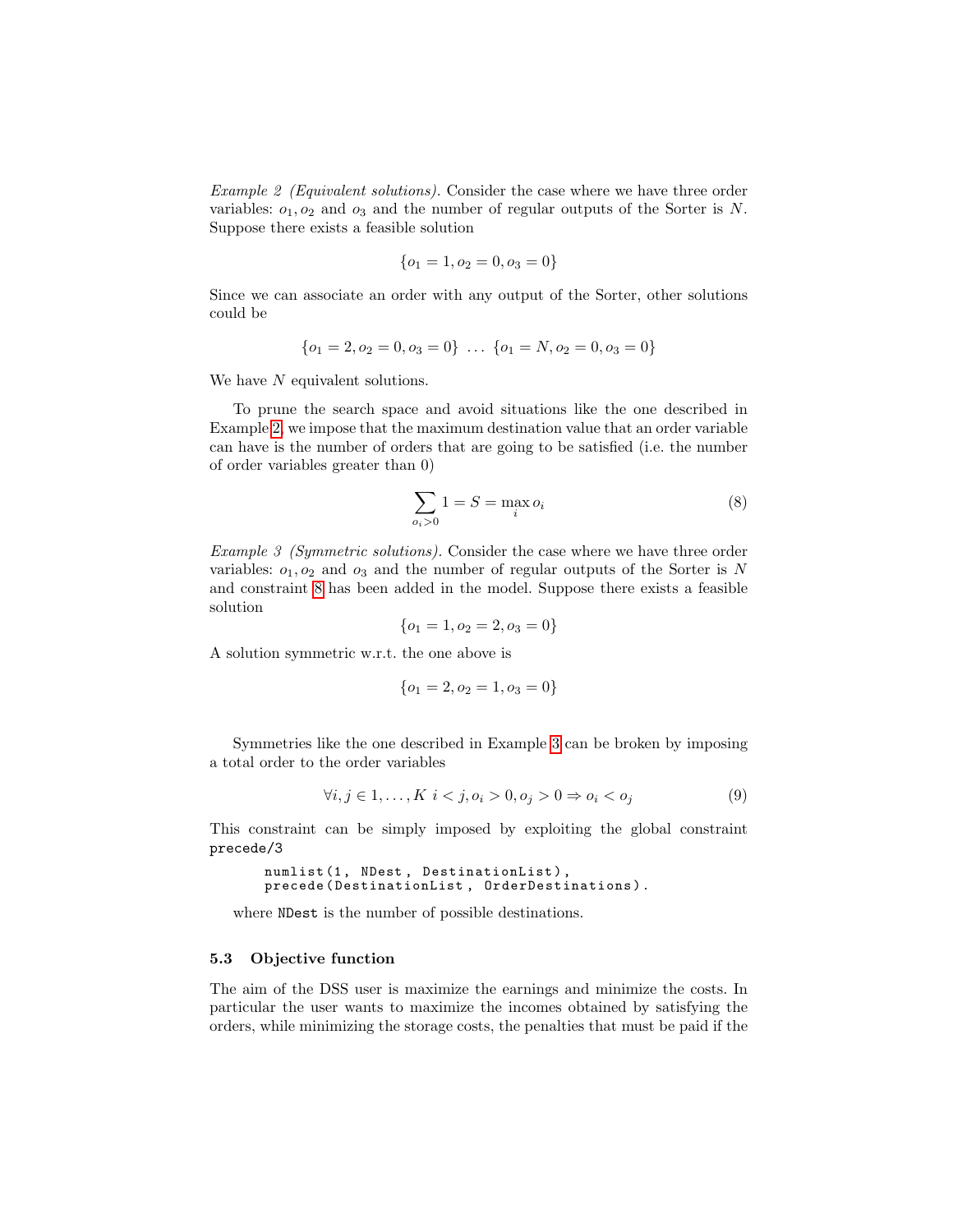*Example 2 (Equivalent solutions).* Consider the case where we have three order variables: $o_1, o_2$ and $o_3$ and the number of regular outputs of the Sorter is $N$. Suppose there exists a feasible solution

$$\{o_1 = 1, o_2 = 0, o_3 = 0\}$$

Since we can associate an order with any output of the Sorter, other solutions could be

$$\{o_1 = 2, o_2 = 0, o_3 = 0\} \ \ldots \ \{o_1 = N, o_2 = 0, o_3 = 0\}$$

We have $N$ equivalent solutions.

To prune the search space and avoid situations like the one described in Example 2, we impose that the maximum destination value that an order variable can have is the number of orders that are going to be satisfied (i.e. the number of order variables greater than 0)

$$\sum_{o_i > 0} 1 = S = \max_i o_i \tag{8}$$

*Example 3 (Symmetric solutions).* Consider the case where we have three order variables: $o_1, o_2$ and $o_3$ and the number of regular outputs of the Sorter is $N$ and constraint 8 has been added in the model. Suppose there exists a feasible solution

$$\{o_1 = 1, o_2 = 2, o_3 = 0\}$$

A solution symmetric w.r.t. the one above is

$$\{o_1 = 2, o_2 = 1, o_3 = 0\}$$

Symmetries like the one described in Example 3 can be broken by imposing a total order to the order variables

$$\forall i, j \in 1, \ldots, K \ i < j, o_i > 0, o_j > 0 \Rightarrow o_i < o_j \tag{9}$$

This constraint can be simply imposed by exploiting the global constraint `precede/3`

```
numlist(1, NDest, DestinationList),
precede(DestinationList, OrderDestinations).
```

where `NDest` is the number of possible destinations.

### 5.3 Objective function

The aim of the DSS user is maximize the earnings and minimize the costs. In particular the user wants to maximize the incomes obtained by satisfying the orders, while minimizing the storage costs, the penalties that must be paid if the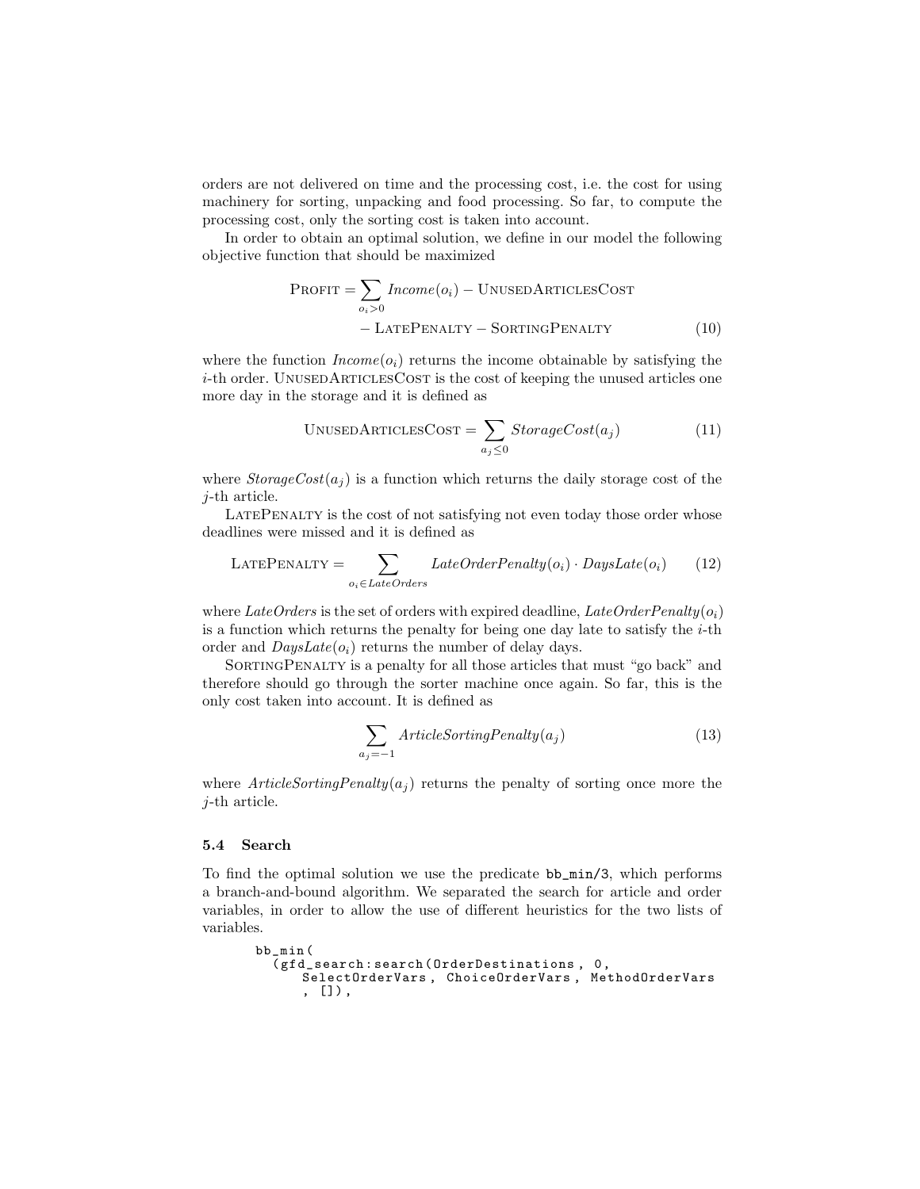orders are not delivered on time and the processing cost, i.e. the cost for using machinery for sorting, unpacking and food processing. So far, to compute the processing cost, only the sorting cost is taken into account.

In order to obtain an optimal solution, we define in our model the following objective function that should be maximized

$$\begin{aligned} \textsc{Profit} = \sum_{o_i > 0} \mathit{Income}(o_i) &- \textsc{UnusedArticlesCost} \\ &- \textsc{LatePenalty} - \textsc{SortingPenalty} \end{aligned} \tag{10}$$

where the function $\mathit{Income}(o_i)$ returns the income obtainable by satisfying the $i$-th order. UnusedArticlesCost is the cost of keeping the unused articles one more day in the storage and it is defined as

$$\textsc{UnusedArticlesCost} = \sum_{a_j \leq 0} \mathit{StorageCost}(a_j) \tag{11}$$

where $\mathit{StorageCost}(a_j)$ is a function which returns the daily storage cost of the $j$-th article.

LatePenalty is the cost of not satisfying not even today those order whose deadlines were missed and it is defined as

$$\textsc{LatePenalty} = \sum_{o_i \in \mathit{LateOrders}} \mathit{LateOrderPenalty}(o_i) \cdot \mathit{DaysLate}(o_i) \tag{12}$$

where $\mathit{LateOrders}$ is the set of orders with expired deadline, $\mathit{LateOrderPenalty}(o_i)$ is a function which returns the penalty for being one day late to satisfy the $i$-th order and $\mathit{DaysLate}(o_i)$ returns the number of delay days.

SortingPenalty is a penalty for all those articles that must "go back" and therefore should go through the sorter machine once again. So far, this is the only cost taken into account. It is defined as

$$\sum_{a_j = -1} \mathit{ArticleSortingPenalty}(a_j) \tag{13}$$

where $\mathit{ArticleSortingPenalty}(a_j)$ returns the penalty of sorting once more the $j$-th article.

### 5.4 Search

To find the optimal solution we use the predicate `bb_min/3`, which performs a branch-and-bound algorithm. We separated the search for article and order variables, in order to allow the use of different heuristics for the two lists of variables.

```
bb_min(
  (gfd_search:search(OrderDestinations, 0,
     SelectOrderVars, ChoiceOrderVars, MethodOrderVars
     , []),
```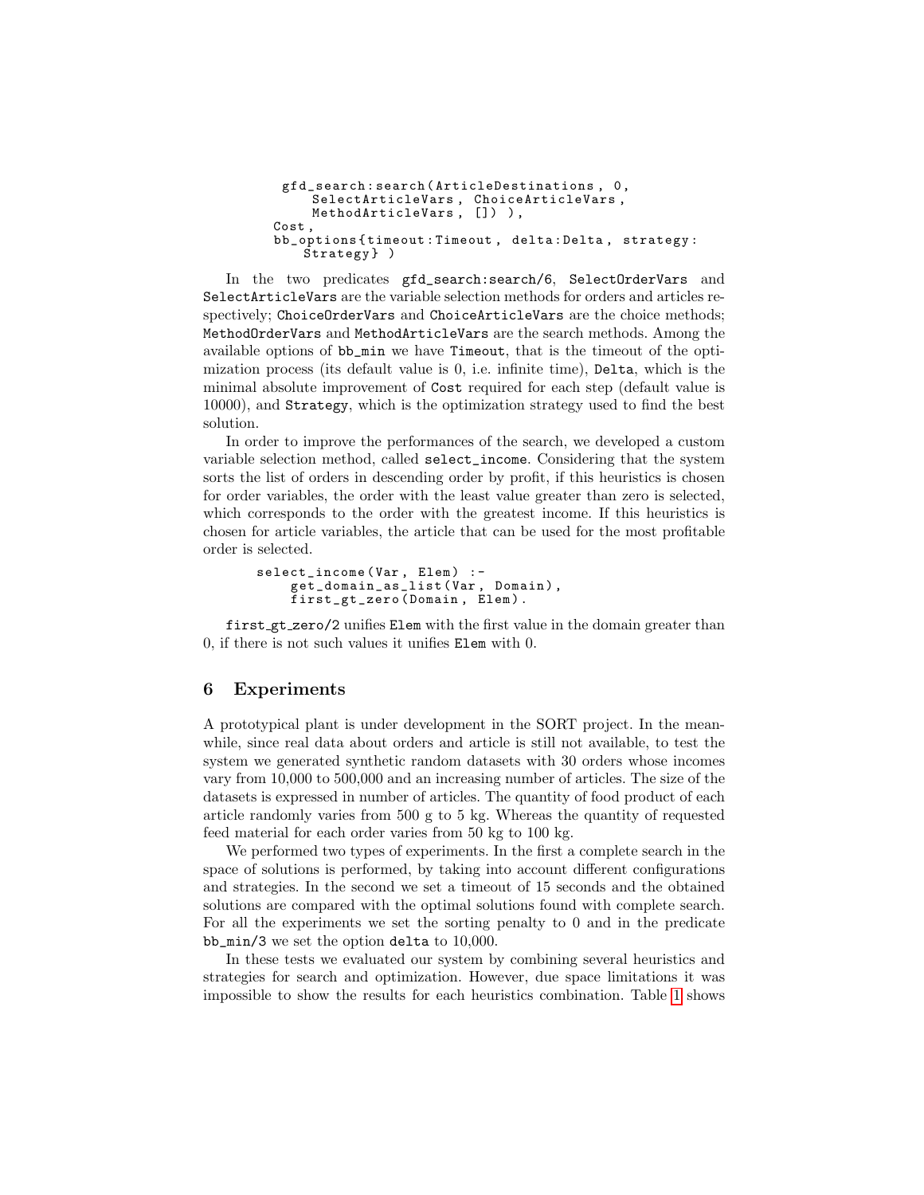```
    gfd_search:search(ArticleDestinations, 0,
        SelectArticleVars, ChoiceArticleVars,
        MethodArticleVars, []) ),
   Cost,
   bb_options{timeout:Timeout, delta:Delta, strategy:
      Strategy} )
```

In the two predicates `gfd_search:search/6`, `SelectOrderVars` and `SelectArticleVars` are the variable selection methods for orders and articles respectively; `ChoiceOrderVars` and `ChoiceArticleVars` are the choice methods; `MethodOrderVars` and `MethodArticleVars` are the search methods. Among the available options of `bb_min` we have `Timeout`, that is the timeout of the optimization process (its default value is 0, i.e. infinite time), `Delta`, which is the minimal absolute improvement of `Cost` required for each step (default value is 10000), and `Strategy`, which is the optimization strategy used to find the best solution.

In order to improve the performances of the search, we developed a custom variable selection method, called `select_income`. Considering that the system sorts the list of orders in descending order by profit, if this heuristics is chosen for order variables, the order with the least value greater than zero is selected, which corresponds to the order with the greatest income. If this heuristics is chosen for article variables, the article that can be used for the most profitable order is selected.

```
select_income(Var, Elem) :-
    get_domain_as_list(Var, Domain),
    first_gt_zero(Domain, Elem).
```

first_gt_zero/2 unifies `Elem` with the first value in the domain greater than 0, if there is not such values it unifies `Elem` with 0.

## 6 Experiments

A prototypical plant is under development in the SORT project. In the meanwhile, since real data about orders and article is still not available, to test the system we generated synthetic random datasets with 30 orders whose incomes vary from 10,000 to 500,000 and an increasing number of articles. The size of the datasets is expressed in number of articles. The quantity of food product of each article randomly varies from 500 g to 5 kg. Whereas the quantity of requested feed material for each order varies from 50 kg to 100 kg.

We performed two types of experiments. In the first a complete search in the space of solutions is performed, by taking into account different configurations and strategies. In the second we set a timeout of 15 seconds and the obtained solutions are compared with the optimal solutions found with complete search. For all the experiments we set the sorting penalty to 0 and in the predicate `bb_min/3` we set the option `delta` to 10,000.

In these tests we evaluated our system by combining several heuristics and strategies for search and optimization. However, due space limitations it was impossible to show the results for each heuristics combination. Table 1 shows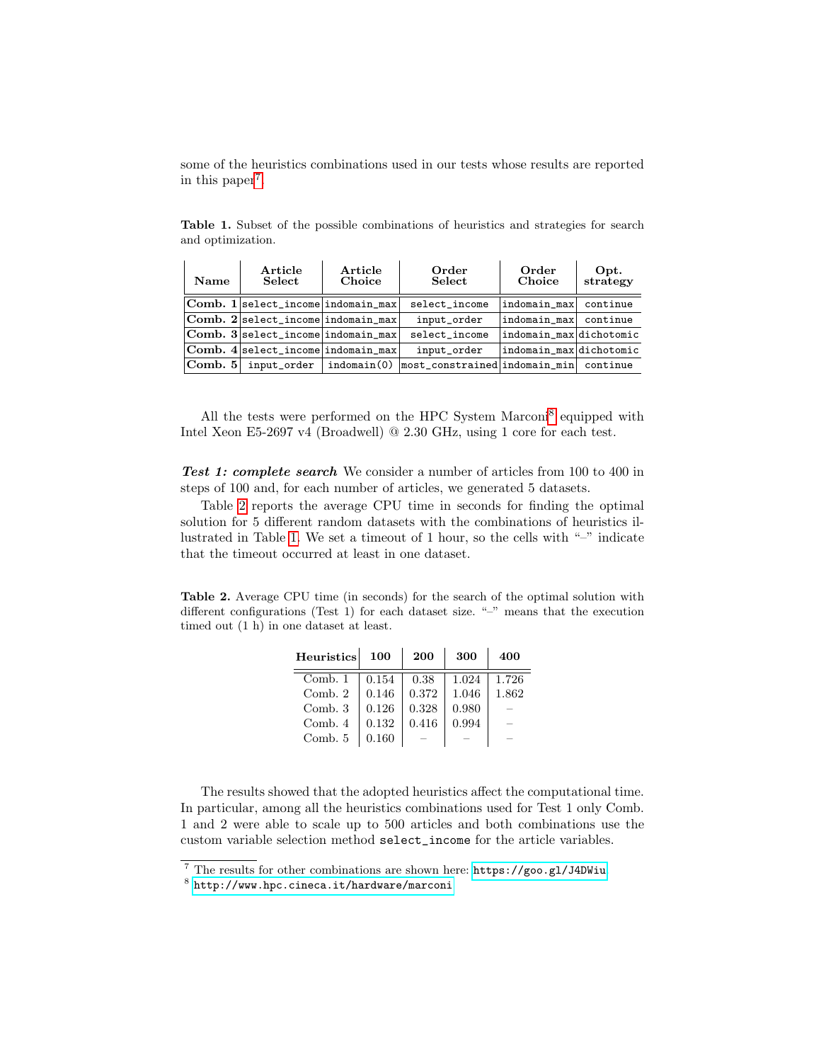some of the heuristics combinations used in our tests whose results are reported in this paper[7].

**Table 1.** Subset of the possible combinations of heuristics and strategies for search and optimization.

| Name | Article Select | Article Choice | Order Select | Order Choice | Opt. strategy |
|---|---|---|---|---|---|
| **Comb. 1** | select_income | indomain_max | select_income | indomain_max | continue |
| **Comb. 2** | select_income | indomain_max | input_order | indomain_max | continue |
| **Comb. 3** | select_income | indomain_max | select_income | indomain_max | dichotomic |
| **Comb. 4** | select_income | indomain_max | input_order | indomain_max | dichotomic |
| **Comb. 5** | input_order | indomain(0) | most_constrained | indomain_min | continue |

All the tests were performed on the HPC System Marconi[8] equipped with Intel Xeon E5-2697 v4 (Broadwell) @ 2.30 GHz, using 1 core for each test.

***Test 1: complete search*** We consider a number of articles from 100 to 400 in steps of 100 and, for each number of articles, we generated 5 datasets.

Table 2 reports the average CPU time in seconds for finding the optimal solution for 5 different random datasets with the combinations of heuristics illustrated in Table 1. We set a timeout of 1 hour, so the cells with "–" indicate that the timeout occurred at least in one dataset.

**Table 2.** Average CPU time (in seconds) for the search of the optimal solution with different configurations (Test 1) for each dataset size. "–" means that the execution timed out (1 h) in one dataset at least.

| Heuristics | 100 | 200 | 300 | 400 |
|---|---|---|---|---|
| Comb. 1 | 0.154 | 0.38 | 1.024 | 1.726 |
| Comb. 2 | 0.146 | 0.372 | 1.046 | 1.862 |
| Comb. 3 | 0.126 | 0.328 | 0.980 | – |
| Comb. 4 | 0.132 | 0.416 | 0.994 | – |
| Comb. 5 | 0.160 | – | – | – |

The results showed that the adopted heuristics affect the computational time. In particular, among all the heuristics combinations used for Test 1 only Comb. 1 and 2 were able to scale up to 500 articles and both combinations use the custom variable selection method `select_income` for the article variables.

[7] The results for other combinations are shown here: https://goo.gl/J4DWiu

[8] http://www.hpc.cineca.it/hardware/marconi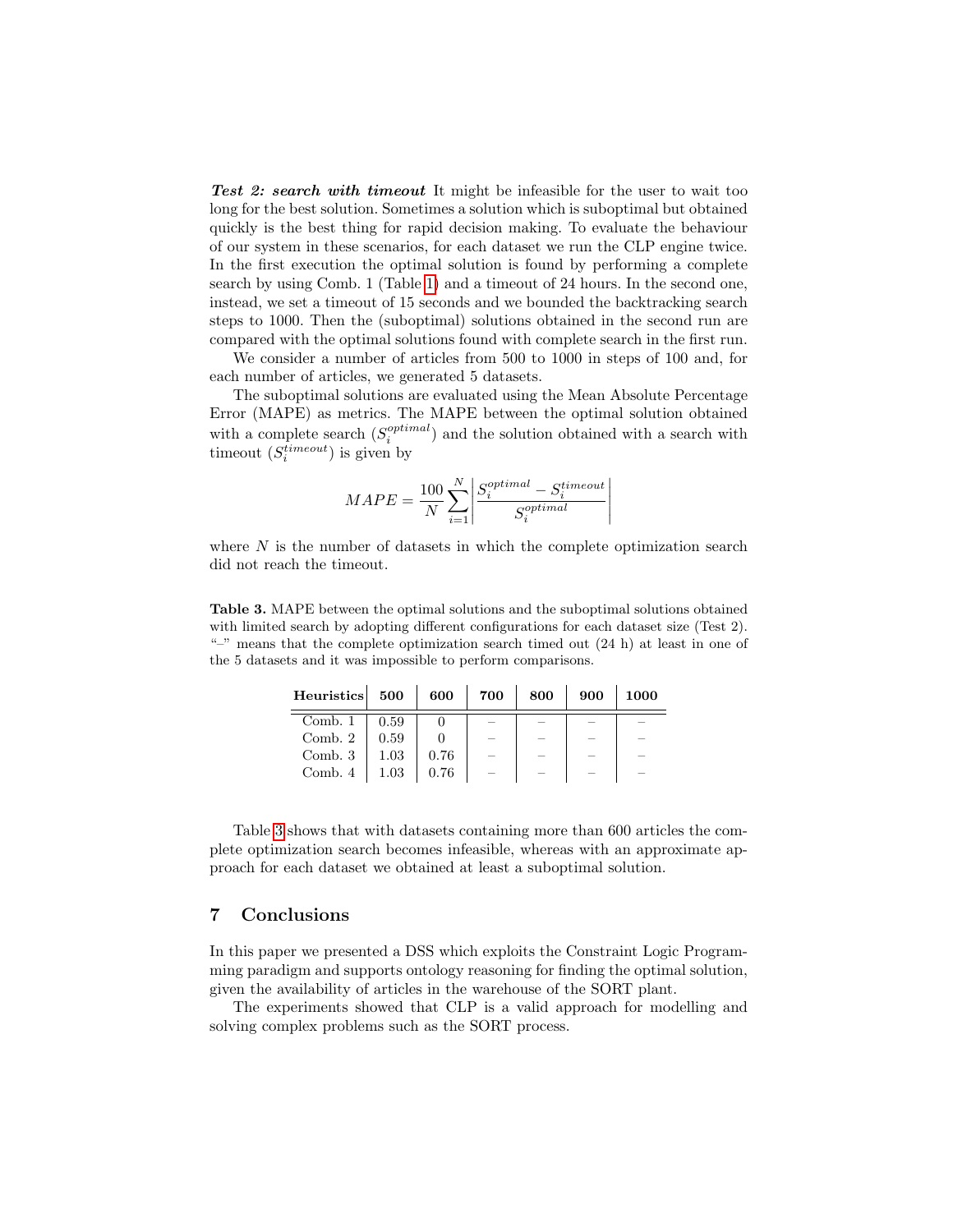***Test 2: search with timeout*** It might be infeasible for the user to wait too long for the best solution. Sometimes a solution which is suboptimal but obtained quickly is the best thing for rapid decision making. To evaluate the behaviour of our system in these scenarios, for each dataset we run the CLP engine twice. In the first execution the optimal solution is found by performing a complete search by using Comb. 1 (Table 1) and a timeout of 24 hours. In the second one, instead, we set a timeout of 15 seconds and we bounded the backtracking search steps to 1000. Then the (suboptimal) solutions obtained in the second run are compared with the optimal solutions found with complete search in the first run.

We consider a number of articles from 500 to 1000 in steps of 100 and, for each number of articles, we generated 5 datasets.

The suboptimal solutions are evaluated using the Mean Absolute Percentage Error (MAPE) as metrics. The MAPE between the optimal solution obtained with a complete search ($S_i^{optimal}$) and the solution obtained with a search with timeout ($S_i^{timeout}$) is given by

$$MAPE = \frac{100}{N} \sum_{i=1}^{N} \left| \frac{S_i^{optimal} - S_i^{timeout}}{S_i^{optimal}} \right|$$

where $N$ is the number of datasets in which the complete optimization search did not reach the timeout.

**Table 3.** MAPE between the optimal solutions and the suboptimal solutions obtained with limited search by adopting different configurations for each dataset size (Test 2). "–" means that the complete optimization search timed out (24 h) at least in one of the 5 datasets and it was impossible to perform comparisons.

| Heuristics | 500 | 600 | 700 | 800 | 900 | 1000 |
|---|---|---|---|---|---|---|
| Comb. 1 | 0.59 | 0 | – | – | – | – |
| Comb. 2 | 0.59 | 0 | – | – | – | – |
| Comb. 3 | 1.03 | 0.76 | – | – | – | – |
| Comb. 4 | 1.03 | 0.76 | – | – | – | – |

Table 3 shows that with datasets containing more than 600 articles the complete optimization search becomes infeasible, whereas with an approximate approach for each dataset we obtained at least a suboptimal solution.

## 7 Conclusions

In this paper we presented a DSS which exploits the Constraint Logic Programming paradigm and supports ontology reasoning for finding the optimal solution, given the availability of articles in the warehouse of the SORT plant.

The experiments showed that CLP is a valid approach for modelling and solving complex problems such as the SORT process.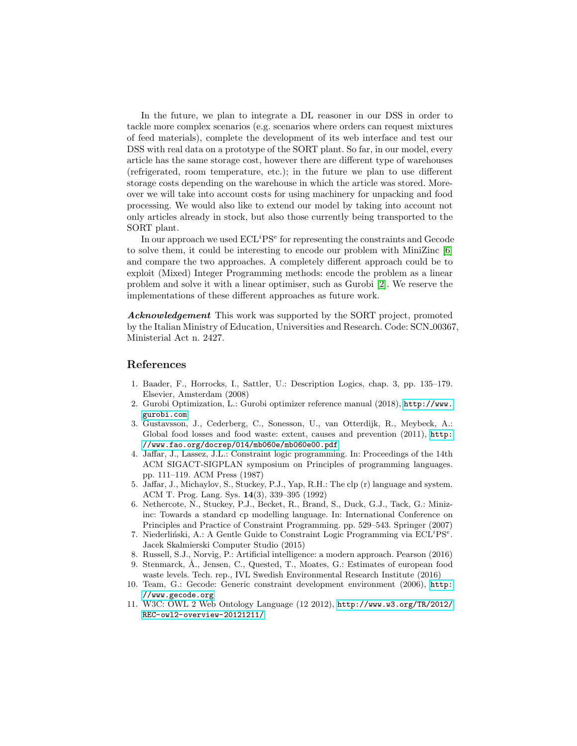In the future, we plan to integrate a DL reasoner in our DSS in order to tackle more complex scenarios (e.g. scenarios where orders can request mixtures of feed materials), complete the development of its web interface and test our DSS with real data on a prototype of the SORT plant. So far, in our model, every article has the same storage cost, however there are different type of warehouses (refrigerated, room temperature, etc.); in the future we plan to use different storage costs depending on the warehouse in which the article was stored. Moreover we will take into account costs for using machinery for unpacking and food processing. We would also like to extend our model by taking into account not only articles already in stock, but also those currently being transported to the SORT plant.

In our approach we used ECL$^i$PS$^e$ for representing the constraints and Gecode to solve them, it could be interesting to encode our problem with MiniZinc [6] and compare the two approaches. A completely different approach could be to exploit (Mixed) Integer Programming methods: encode the problem as a linear problem and solve it with a linear optimiser, such as Gurobi [2]. We reserve the implementations of these different approaches as future work.

***Acknowledgement*** This work was supported by the SORT project, promoted by the Italian Ministry of Education, Universities and Research. Code: SCN_00367, Ministerial Act n. 2427.

## References

1. Baader, F., Horrocks, I., Sattler, U.: Description Logics, chap. 3, pp. 135–179. Elsevier, Amsterdam (2008)
2. Gurobi Optimization, L.: Gurobi optimizer reference manual (2018), http://www.gurobi.com
3. Gustavsson, J., Cederberg, C., Sonesson, U., van Otterdijk, R., Meybeck, A.: Global food losses and food waste: extent, causes and prevention (2011), http://www.fao.org/docrep/014/mb060e/mb060e00.pdf
4. Jaffar, J., Lassez, J.L.: Constraint logic programming. In: Proceedings of the 14th ACM SIGACT-SIGPLAN symposium on Principles of programming languages. pp. 111–119. ACM Press (1987)
5. Jaffar, J., Michaylov, S., Stuckey, P.J., Yap, R.H.: The clp (r) language and system. ACM T. Prog. Lang. Sys. **14**(3), 339–395 (1992)
6. Nethercote, N., Stuckey, P.J., Becket, R., Brand, S., Duck, G.J., Tack, G.: Minizinc: Towards a standard cp modelling language. In: International Conference on Principles and Practice of Constraint Programming. pp. 529–543. Springer (2007)
7. Niederliński, A.: A Gentle Guide to Constraint Logic Programming via ECL$^i$PS$^e$. Jacek Skalmierski Computer Studio (2015)
8. Russell, S.J., Norvig, P.: Artificial intelligence: a modern approach. Pearson (2016)
9. Stenmarck, Å., Jensen, C., Quested, T., Moates, G.: Estimates of european food waste levels. Tech. rep., IVL Swedish Environmental Research Institute (2016)
10. Team, G.: Gecode: Generic constraint development environment (2006), http://www.gecode.org
11. W3C: OWL 2 Web Ontology Language (12 2012), http://www.w3.org/TR/2012/REC-owl2-overview-20121211/